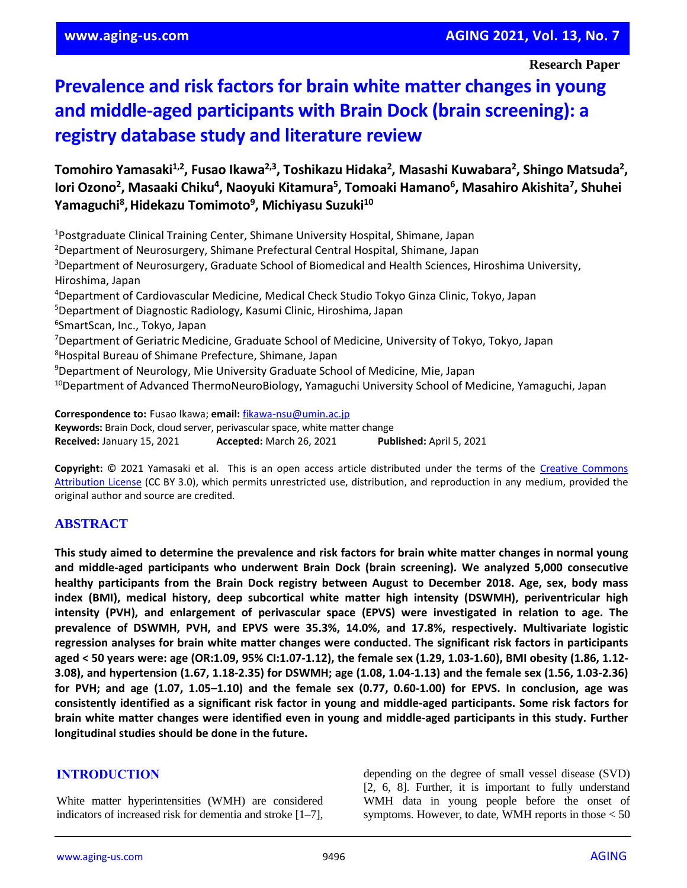**Research Paper**

# Prevalence and risk factors for brain white matter changes in young and middle-aged participants with Brain Dock (brain screening): a registry database study and literature review

**Tomohiro Yamasaki[1,2], Fusao Ikawa[2,3], Toshikazu Hidaka[2], Masashi Kuwabara[2], Shingo Matsuda[2], Iori Ozono[2], Masaaki Chiku[4], Naoyuki Kitamura[5], Tomoaki Hamano[6], Masahiro Akishita[7], Shuhei Yamaguchi[8], Hidekazu Tomimoto[9], Michiyasu Suzuki[10]**

[1]Postgraduate Clinical Training Center, Shimane University Hospital, Shimane, Japan
[2]Department of Neurosurgery, Shimane Prefectural Central Hospital, Shimane, Japan
[3]Department of Neurosurgery, Graduate School of Biomedical and Health Sciences, Hiroshima University, Hiroshima, Japan
[4]Department of Cardiovascular Medicine, Medical Check Studio Tokyo Ginza Clinic, Tokyo, Japan
[5]Department of Diagnostic Radiology, Kasumi Clinic, Hiroshima, Japan
[6]SmartScan, Inc., Tokyo, Japan
[7]Department of Geriatric Medicine, Graduate School of Medicine, University of Tokyo, Tokyo, Japan
[8]Hospital Bureau of Shimane Prefecture, Shimane, Japan
[9]Department of Neurology, Mie University Graduate School of Medicine, Mie, Japan
[10]Department of Advanced ThermoNeuroBiology, Yamaguchi University School of Medicine, Yamaguchi, Japan

**Correspondence to:** Fusao Ikawa; **email:** fikawa-nsu@umin.ac.jp
**Keywords:** Brain Dock, cloud server, perivascular space, white matter change
**Received:** January 15, 2021 **Accepted:** March 26, 2021 **Published:** April 5, 2021

**Copyright:** © 2021 Yamasaki et al. This is an open access article distributed under the terms of the Creative Commons Attribution License (CC BY 3.0), which permits unrestricted use, distribution, and reproduction in any medium, provided the original author and source are credited.

## ABSTRACT

**This study aimed to determine the prevalence and risk factors for brain white matter changes in normal young and middle-aged participants who underwent Brain Dock (brain screening). We analyzed 5,000 consecutive healthy participants from the Brain Dock registry between August to December 2018. Age, sex, body mass index (BMI), medical history, deep subcortical white matter high intensity (DSWMH), periventricular high intensity (PVH), and enlargement of perivascular space (EPVS) were investigated in relation to age. The prevalence of DSWMH, PVH, and EPVS were 35.3%, 14.0%, and 17.8%, respectively. Multivariate logistic regression analyses for brain white matter changes were conducted. The significant risk factors in participants aged < 50 years were: age (OR:1.09, 95% CI:1.07-1.12), the female sex (1.29, 1.03-1.60), BMI obesity (1.86, 1.12-3.08), and hypertension (1.67, 1.18-2.35) for DSWMH; age (1.08, 1.04-1.13) and the female sex (1.56, 1.03-2.36) for PVH; and age (1.07, 1.05–1.10) and the female sex (0.77, 0.60-1.00) for EPVS. In conclusion, age was consistently identified as a significant risk factor in young and middle-aged participants. Some risk factors for brain white matter changes were identified even in young and middle-aged participants in this study. Further longitudinal studies should be done in the future.**

## INTRODUCTION

White matter hyperintensities (WMH) are considered indicators of increased risk for dementia and stroke [1–7], depending on the degree of small vessel disease (SVD) [2, 6, 8]. Further, it is important to fully understand WMH data in young people before the onset of symptoms. However, to date, WMH reports in those < 50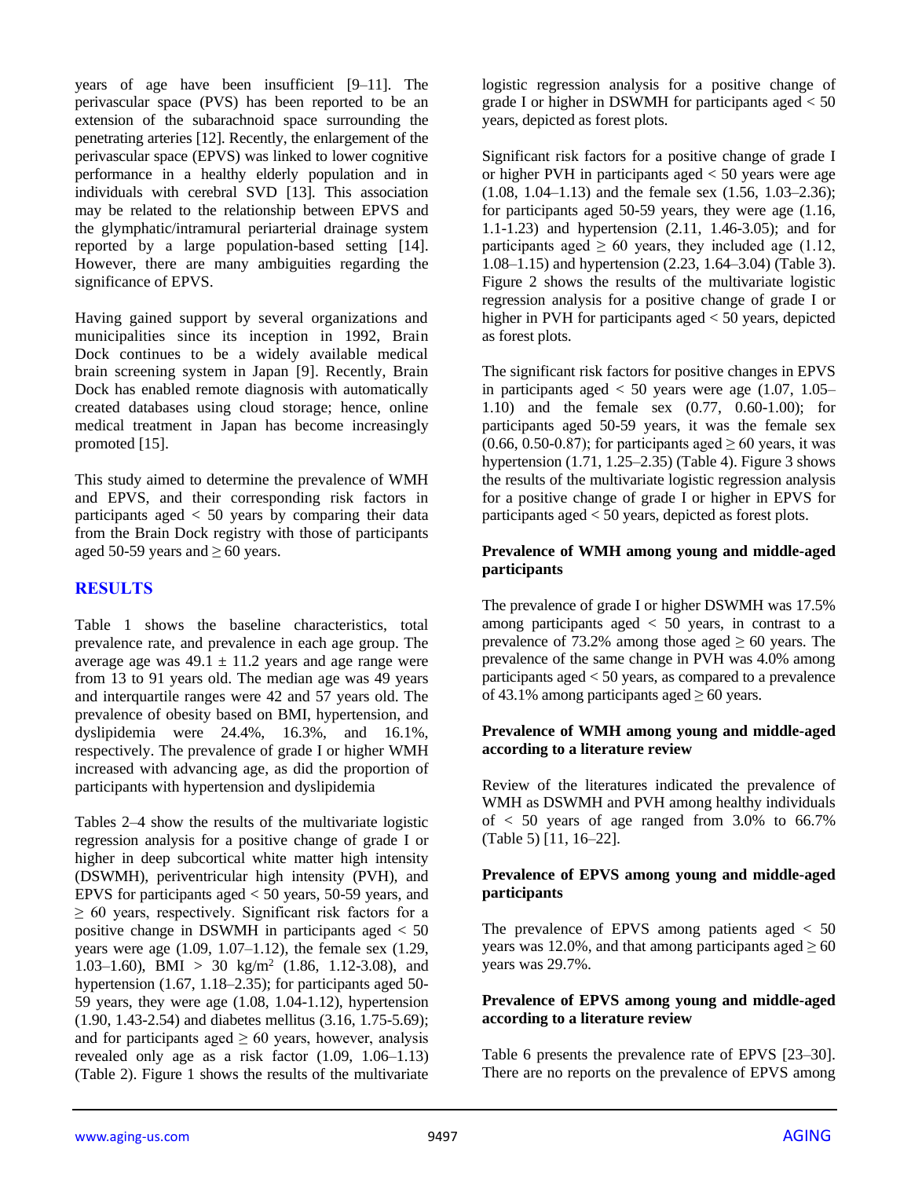years of age have been insufficient [9–11]. The perivascular space (PVS) has been reported to be an extension of the subarachnoid space surrounding the penetrating arteries [12]. Recently, the enlargement of the perivascular space (EPVS) was linked to lower cognitive performance in a healthy elderly population and in individuals with cerebral SVD [13]. This association may be related to the relationship between EPVS and the glymphatic/intramural periarterial drainage system reported by a large population-based setting [14]. However, there are many ambiguities regarding the significance of EPVS.

Having gained support by several organizations and municipalities since its inception in 1992, Brain Dock continues to be a widely available medical brain screening system in Japan [9]. Recently, Brain Dock has enabled remote diagnosis with automatically created databases using cloud storage; hence, online medical treatment in Japan has become increasingly promoted [15].

This study aimed to determine the prevalence of WMH and EPVS, and their corresponding risk factors in participants aged < 50 years by comparing their data from the Brain Dock registry with those of participants aged 50-59 years and ≥ 60 years.

## RESULTS

Table 1 shows the baseline characteristics, total prevalence rate, and prevalence in each age group. The average age was 49.1 ± 11.2 years and age range were from 13 to 91 years old. The median age was 49 years and interquartile ranges were 42 and 57 years old. The prevalence of obesity based on BMI, hypertension, and dyslipidemia were 24.4%, 16.3%, and 16.1%, respectively. The prevalence of grade I or higher WMH increased with advancing age, as did the proportion of participants with hypertension and dyslipidemia

Tables 2–4 show the results of the multivariate logistic regression analysis for a positive change of grade I or higher in deep subcortical white matter high intensity (DSWMH), periventricular high intensity (PVH), and EPVS for participants aged < 50 years, 50-59 years, and ≥ 60 years, respectively. Significant risk factors for a positive change in DSWMH in participants aged < 50 years were age (1.09, 1.07–1.12), the female sex (1.29, 1.03–1.60), BMI > 30 kg/m$^2$ (1.86, 1.12-3.08), and hypertension (1.67, 1.18–2.35); for participants aged 50-59 years, they were age (1.08, 1.04-1.12), hypertension (1.90, 1.43-2.54) and diabetes mellitus (3.16, 1.75-5.69); and for participants aged ≥ 60 years, however, analysis revealed only age as a risk factor (1.09, 1.06–1.13) (Table 2). Figure 1 shows the results of the multivariate logistic regression analysis for a positive change of grade I or higher in DSWMH for participants aged < 50 years, depicted as forest plots.

Significant risk factors for a positive change of grade I or higher PVH in participants aged < 50 years were age (1.08, 1.04–1.13) and the female sex (1.56, 1.03–2.36); for participants aged 50-59 years, they were age (1.16, 1.1-1.23) and hypertension (2.11, 1.46-3.05); and for participants aged ≥ 60 years, they included age (1.12, 1.08–1.15) and hypertension (2.23, 1.64–3.04) (Table 3). Figure 2 shows the results of the multivariate logistic regression analysis for a positive change of grade I or higher in PVH for participants aged < 50 years, depicted as forest plots.

The significant risk factors for positive changes in EPVS in participants aged < 50 years were age (1.07, 1.05–1.10) and the female sex (0.77, 0.60-1.00); for participants aged 50-59 years, it was the female sex (0.66, 0.50-0.87); for participants aged ≥ 60 years, it was hypertension (1.71, 1.25–2.35) (Table 4). Figure 3 shows the results of the multivariate logistic regression analysis for a positive change of grade I or higher in EPVS for participants aged < 50 years, depicted as forest plots.

### Prevalence of WMH among young and middle-aged participants

The prevalence of grade I or higher DSWMH was 17.5% among participants aged < 50 years, in contrast to a prevalence of 73.2% among those aged ≥ 60 years. The prevalence of the same change in PVH was 4.0% among participants aged < 50 years, as compared to a prevalence of 43.1% among participants aged ≥ 60 years.

### Prevalence of WMH among young and middle-aged according to a literature review

Review of the literatures indicated the prevalence of WMH as DSWMH and PVH among healthy individuals of < 50 years of age ranged from 3.0% to 66.7% (Table 5) [11, 16–22].

### Prevalence of EPVS among young and middle-aged participants

The prevalence of EPVS among patients aged < 50 years was 12.0%, and that among participants aged ≥ 60 years was 29.7%.

### Prevalence of EPVS among young and middle-aged according to a literature review

Table 6 presents the prevalence rate of EPVS [23–30]. There are no reports on the prevalence of EPVS among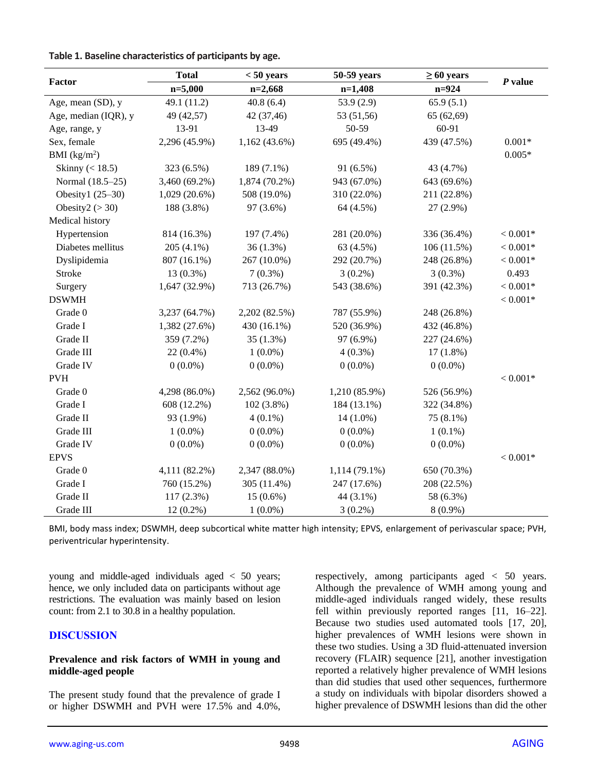**Table 1. Baseline characteristics of participants by age.**

| Factor | Total n=5,000 | < 50 years n=2,668 | 50-59 years n=1,408 | ≥ 60 years n=924 | *P* value |
|---|---|---|---|---|---|
| Age, mean (SD), y | 49.1 (11.2) | 40.8 (6.4) | 53.9 (2.9) | 65.9 (5.1) | |
| Age, median (IQR), y | 49 (42,57) | 42 (37,46) | 53 (51,56) | 65 (62,69) | |
| Age, range, y | 13-91 | 13-49 | 50-59 | 60-91 | |
| Sex, female | 2,296 (45.9%) | 1,162 (43.6%) | 695 (49.4%) | 439 (47.5%) | 0.001* |
| BMI (kg/m$^2$) | | | | | 0.005* |
| Skinny (< 18.5) | 323 (6.5%) | 189 (7.1%) | 91 (6.5%) | 43 (4.7%) | |
| Normal (18.5–25) | 3,460 (69.2%) | 1,874 (70.2%) | 943 (67.0%) | 643 (69.6%) | |
| Obesity1 (25–30) | 1,029 (20.6%) | 508 (19.0%) | 310 (22.0%) | 211 (22.8%) | |
| Obesity2 (> 30) | 188 (3.8%) | 97 (3.6%) | 64 (4.5%) | 27 (2.9%) | |
| Medical history | | | | | |
| Hypertension | 814 (16.3%) | 197 (7.4%) | 281 (20.0%) | 336 (36.4%) | < 0.001* |
| Diabetes mellitus | 205 (4.1%) | 36 (1.3%) | 63 (4.5%) | 106 (11.5%) | < 0.001* |
| Dyslipidemia | 807 (16.1%) | 267 (10.0%) | 292 (20.7%) | 248 (26.8%) | < 0.001* |
| Stroke | 13 (0.3%) | 7 (0.3%) | 3 (0.2%) | 3 (0.3%) | 0.493 |
| Surgery | 1,647 (32.9%) | 713 (26.7%) | 543 (38.6%) | 391 (42.3%) | < 0.001* |
| DSWMH | | | | | < 0.001* |
| Grade 0 | 3,237 (64.7%) | 2,202 (82.5%) | 787 (55.9%) | 248 (26.8%) | |
| Grade I | 1,382 (27.6%) | 430 (16.1%) | 520 (36.9%) | 432 (46.8%) | |
| Grade II | 359 (7.2%) | 35 (1.3%) | 97 (6.9%) | 227 (24.6%) | |
| Grade III | 22 (0.4%) | 1 (0.0%) | 4 (0.3%) | 17 (1.8%) | |
| Grade IV | 0 (0.0%) | 0 (0.0%) | 0 (0.0%) | 0 (0.0%) | |
| PVH | | | | | < 0.001* |
| Grade 0 | 4,298 (86.0%) | 2,562 (96.0%) | 1,210 (85.9%) | 526 (56.9%) | |
| Grade I | 608 (12.2%) | 102 (3.8%) | 184 (13.1%) | 322 (34.8%) | |
| Grade II | 93 (1.9%) | 4 (0.1%) | 14 (1.0%) | 75 (8.1%) | |
| Grade III | 1 (0.0%) | 0 (0.0%) | 0 (0.0%) | 1 (0.1%) | |
| Grade IV | 0 (0.0%) | 0 (0.0%) | 0 (0.0%) | 0 (0.0%) | |
| EPVS | | | | | < 0.001* |
| Grade 0 | 4,111 (82.2%) | 2,347 (88.0%) | 1,114 (79.1%) | 650 (70.3%) | |
| Grade I | 760 (15.2%) | 305 (11.4%) | 247 (17.6%) | 208 (22.5%) | |
| Grade II | 117 (2.3%) | 15 (0.6%) | 44 (3.1%) | 58 (6.3%) | |
| Grade III | 12 (0.2%) | 1 (0.0%) | 3 (0.2%) | 8 (0.9%) | |

BMI, body mass index; DSWMH, deep subcortical white matter high intensity; EPVS, enlargement of perivascular space; PVH, periventricular hyperintensity.

young and middle-aged individuals aged < 50 years; hence, we only included data on participants without age restrictions. The evaluation was mainly based on lesion count: from 2.1 to 30.8 in a healthy population.

## DISCUSSION

### Prevalence and risk factors of WMH in young and middle-aged people

The present study found that the prevalence of grade I or higher DSWMH and PVH were 17.5% and 4.0%, respectively, among participants aged < 50 years. Although the prevalence of WMH among young and middle-aged individuals ranged widely, these results fell within previously reported ranges [11, 16–22]. Because two studies used automated tools [17, 20], higher prevalences of WMH lesions were shown in these two studies. Using a 3D fluid-attenuated inversion recovery (FLAIR) sequence [21], another investigation reported a relatively higher prevalence of WMH lesions than did studies that used other sequences, furthermore a study on individuals with bipolar disorders showed a higher prevalence of DSWMH lesions than did the other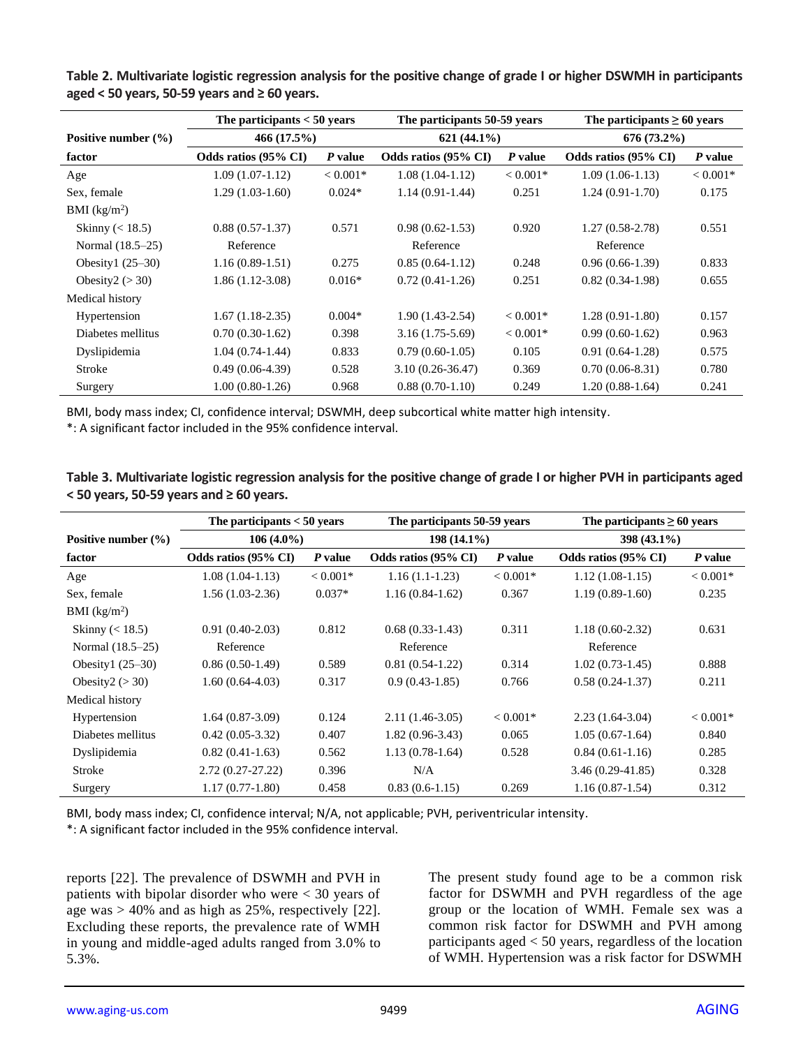**Table 2. Multivariate logistic regression analysis for the positive change of grade I or higher DSWMH in participants aged < 50 years, 50-59 years and ≥ 60 years.**

| | The participants < 50 years | | The participants 50-59 years | | The participants ≥ 60 years | |
|---|---|---|---|---|---|---|
| **Positive number (%)** | 466 (17.5%) | | 621 (44.1%) | | 676 (73.2%) | |
| **factor** | **Odds ratios (95% CI)** | ***P* value** | **Odds ratios (95% CI)** | ***P* value** | **Odds ratios (95% CI)** | ***P* value** |
| Age | 1.09 (1.07-1.12) | < 0.001* | 1.08 (1.04-1.12) | < 0.001* | 1.09 (1.06-1.13) | < 0.001* |
| Sex, female | 1.29 (1.03-1.60) | 0.024* | 1.14 (0.91-1.44) | 0.251 | 1.24 (0.91-1.70) | 0.175 |
| BMI (kg/m$^2$) | | | | | | |
| Skinny (< 18.5) | 0.88 (0.57-1.37) | 0.571 | 0.98 (0.62-1.53) | 0.920 | 1.27 (0.58-2.78) | 0.551 |
| Normal (18.5–25) | Reference | | Reference | | Reference | |
| Obesity1 (25–30) | 1.16 (0.89-1.51) | 0.275 | 0.85 (0.64-1.12) | 0.248 | 0.96 (0.66-1.39) | 0.833 |
| Obesity2 (> 30) | 1.86 (1.12-3.08) | 0.016* | 0.72 (0.41-1.26) | 0.251 | 0.82 (0.34-1.98) | 0.655 |
| Medical history | | | | | | |
| Hypertension | 1.67 (1.18-2.35) | 0.004* | 1.90 (1.43-2.54) | < 0.001* | 1.28 (0.91-1.80) | 0.157 |
| Diabetes mellitus | 0.70 (0.30-1.62) | 0.398 | 3.16 (1.75-5.69) | < 0.001* | 0.99 (0.60-1.62) | 0.963 |
| Dyslipidemia | 1.04 (0.74-1.44) | 0.833 | 0.79 (0.60-1.05) | 0.105 | 0.91 (0.64-1.28) | 0.575 |
| Stroke | 0.49 (0.06-4.39) | 0.528 | 3.10 (0.26-36.47) | 0.369 | 0.70 (0.06-8.31) | 0.780 |
| Surgery | 1.00 (0.80-1.26) | 0.968 | 0.88 (0.70-1.10) | 0.249 | 1.20 (0.88-1.64) | 0.241 |

BMI, body mass index; CI, confidence interval; DSWMH, deep subcortical white matter high intensity.
*: A significant factor included in the 95% confidence interval.

**Table 3. Multivariate logistic regression analysis for the positive change of grade I or higher PVH in participants aged < 50 years, 50-59 years and ≥ 60 years.**

| | The participants < 50 years | | The participants 50-59 years | | The participants ≥ 60 years | |
|---|---|---|---|---|---|---|
| **Positive number (%)** | 106 (4.0%) | | 198 (14.1%) | | 398 (43.1%) | |
| **factor** | **Odds ratios (95% CI)** | ***P* value** | **Odds ratios (95% CI)** | ***P* value** | **Odds ratios (95% CI)** | ***P* value** |
| Age | 1.08 (1.04-1.13) | < 0.001* | 1.16 (1.1-1.23) | < 0.001* | 1.12 (1.08-1.15) | < 0.001* |
| Sex, female | 1.56 (1.03-2.36) | 0.037* | 1.16 (0.84-1.62) | 0.367 | 1.19 (0.89-1.60) | 0.235 |
| BMI (kg/m$^2$) | | | | | | |
| Skinny (< 18.5) | 0.91 (0.40-2.03) | 0.812 | 0.68 (0.33-1.43) | 0.311 | 1.18 (0.60-2.32) | 0.631 |
| Normal (18.5–25) | Reference | | Reference | | Reference | |
| Obesity1 (25–30) | 0.86 (0.50-1.49) | 0.589 | 0.81 (0.54-1.22) | 0.314 | 1.02 (0.73-1.45) | 0.888 |
| Obesity2 (> 30) | 1.60 (0.64-4.03) | 0.317 | 0.9 (0.43-1.85) | 0.766 | 0.58 (0.24-1.37) | 0.211 |
| Medical history | | | | | | |
| Hypertension | 1.64 (0.87-3.09) | 0.124 | 2.11 (1.46-3.05) | < 0.001* | 2.23 (1.64-3.04) | < 0.001* |
| Diabetes mellitus | 0.42 (0.05-3.32) | 0.407 | 1.82 (0.96-3.43) | 0.065 | 1.05 (0.67-1.64) | 0.840 |
| Dyslipidemia | 0.82 (0.41-1.63) | 0.562 | 1.13 (0.78-1.64) | 0.528 | 0.84 (0.61-1.16) | 0.285 |
| Stroke | 2.72 (0.27-27.22) | 0.396 | N/A | | 3.46 (0.29-41.85) | 0.328 |
| Surgery | 1.17 (0.77-1.80) | 0.458 | 0.83 (0.6-1.15) | 0.269 | 1.16 (0.87-1.54) | 0.312 |

BMI, body mass index; CI, confidence interval; N/A, not applicable; PVH, periventricular intensity.
*: A significant factor included in the 95% confidence interval.

reports [22]. The prevalence of DSWMH and PVH in patients with bipolar disorder who were < 30 years of age was > 40% and as high as 25%, respectively [22]. Excluding these reports, the prevalence rate of WMH in young and middle-aged adults ranged from 3.0% to 5.3%.

The present study found age to be a common risk factor for DSWMH and PVH regardless of the age group or the location of WMH. Female sex was a common risk factor for DSWMH and PVH among participants aged < 50 years, regardless of the location of WMH. Hypertension was a risk factor for DSWMH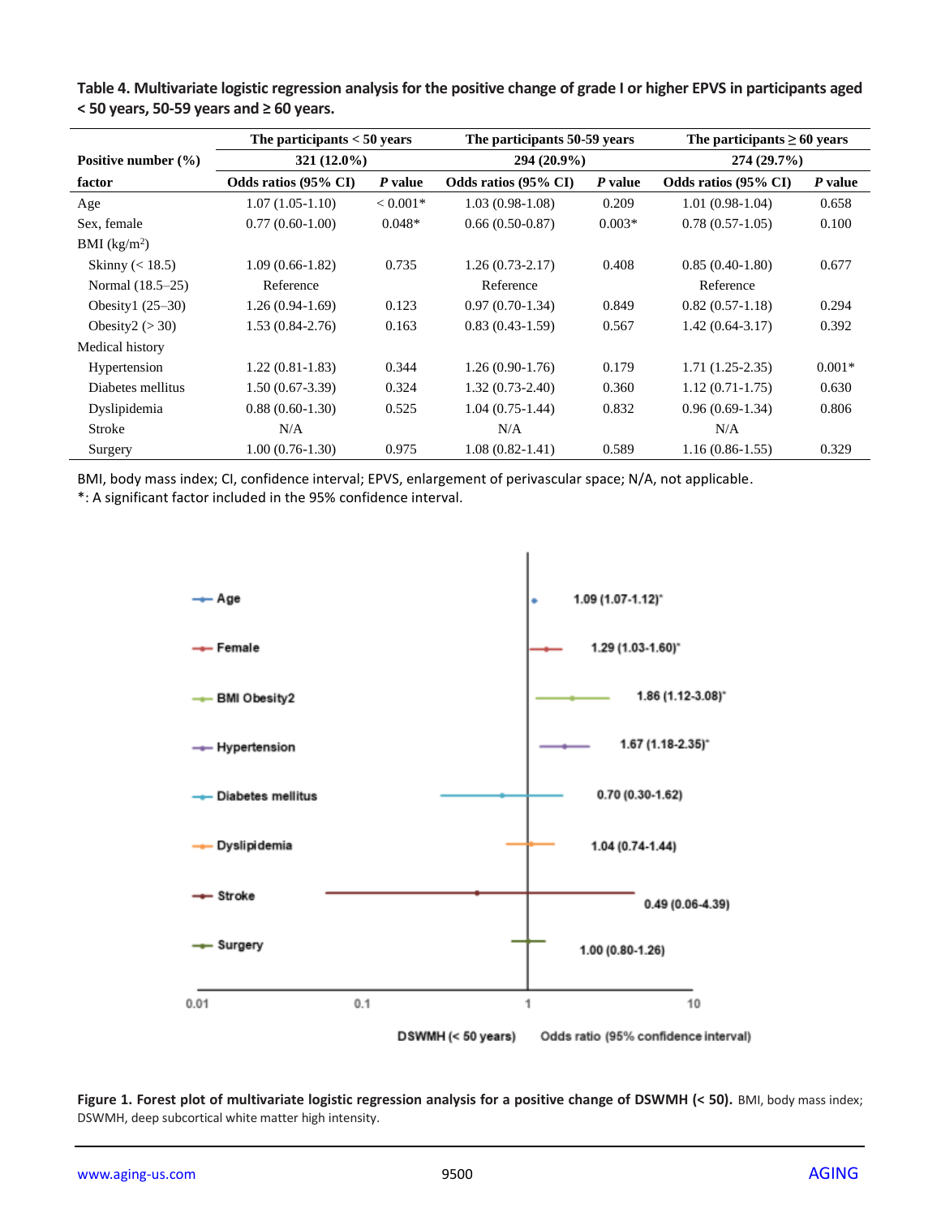**Table 4. Multivariate logistic regression analysis for the positive change of grade I or higher EPVS in participants aged < 50 years, 50-59 years and ≥ 60 years.**

| | The participants < 50 years | | The participants 50-59 years | | The participants ≥ 60 years | |
|---|---|---|---|---|---|---|
| **Positive number (%)** | 321 (12.0%) | | 294 (20.9%) | | 274 (29.7%) | |
| **factor** | **Odds ratios (95% CI)** | ***P* value** | **Odds ratios (95% CI)** | ***P* value** | **Odds ratios (95% CI)** | ***P* value** |
| Age | 1.07 (1.05-1.10) | < 0.001* | 1.03 (0.98-1.08) | 0.209 | 1.01 (0.98-1.04) | 0.658 |
| Sex, female | 0.77 (0.60-1.00) | 0.048* | 0.66 (0.50-0.87) | 0.003* | 0.78 (0.57-1.05) | 0.100 |
| BMI (kg/m$^2$) | | | | | | |
| Skinny (< 18.5) | 1.09 (0.66-1.82) | 0.735 | 1.26 (0.73-2.17) | 0.408 | 0.85 (0.40-1.80) | 0.677 |
| Normal (18.5–25) | Reference | | Reference | | Reference | |
| Obesity1 (25–30) | 1.26 (0.94-1.69) | 0.123 | 0.97 (0.70-1.34) | 0.849 | 0.82 (0.57-1.18) | 0.294 |
| Obesity2 (> 30) | 1.53 (0.84-2.76) | 0.163 | 0.83 (0.43-1.59) | 0.567 | 1.42 (0.64-3.17) | 0.392 |
| Medical history | | | | | | |
| Hypertension | 1.22 (0.81-1.83) | 0.344 | 1.26 (0.90-1.76) | 0.179 | 1.71 (1.25-2.35) | 0.001* |
| Diabetes mellitus | 1.50 (0.67-3.39) | 0.324 | 1.32 (0.73-2.40) | 0.360 | 1.12 (0.71-1.75) | 0.630 |
| Dyslipidemia | 0.88 (0.60-1.30) | 0.525 | 1.04 (0.75-1.44) | 0.832 | 0.96 (0.69-1.34) | 0.806 |
| Stroke | N/A | | N/A | | N/A | |
| Surgery | 1.00 (0.76-1.30) | 0.975 | 1.08 (0.82-1.41) | 0.589 | 1.16 (0.86-1.55) | 0.329 |

BMI, body mass index; CI, confidence interval; EPVS, enlargement of perivascular space; N/A, not applicable.
*: A significant factor included in the 95% confidence interval.

**Figure 1. Forest plot of multivariate logistic regression analysis for a positive change of DSWMH (< 50).** BMI, body mass index; DSWMH, deep subcortical white matter high intensity.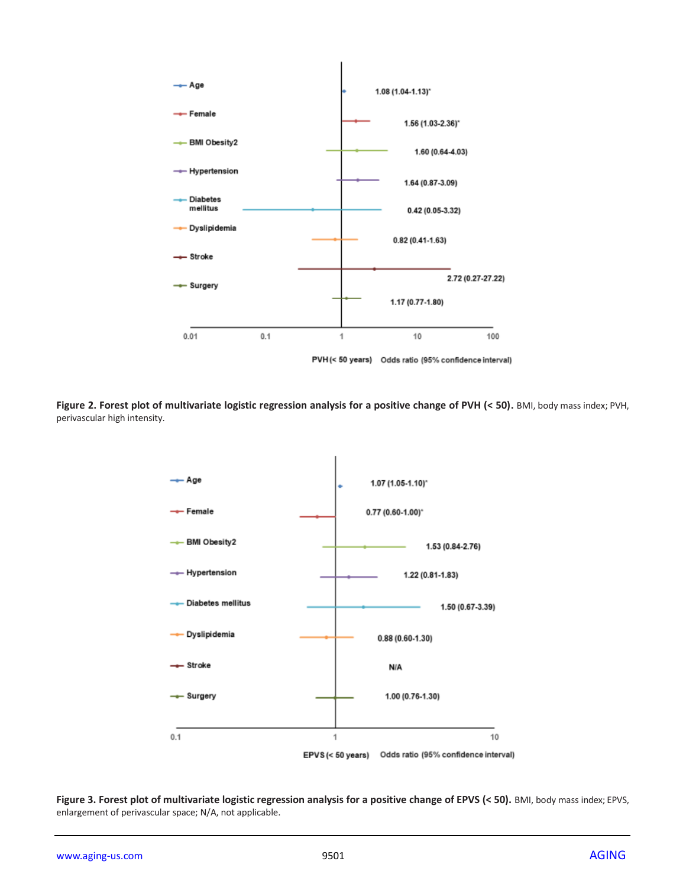**Figure 2. Forest plot of multivariate logistic regression analysis for a positive change of PVH (< 50).** BMI, body mass index; PVH, perivascular high intensity.

**Figure 3. Forest plot of multivariate logistic regression analysis for a positive change of EPVS (< 50).** BMI, body mass index; EPVS, enlargement of perivascular space; N/A, not applicable.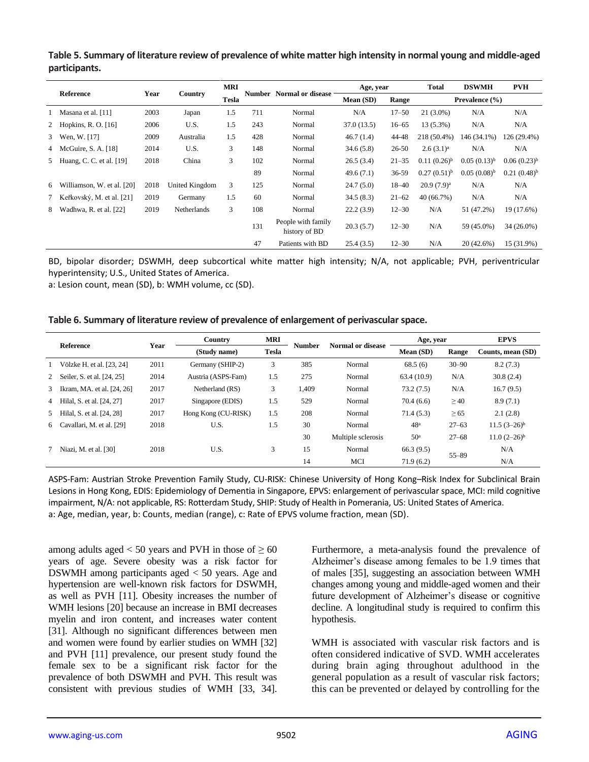**Table 5. Summary of literature review of prevalence of white matter high intensity in normal young and middle-aged participants.**

| | Reference | Year | Country | MRI Tesla | Number | Normal or disease | Age, year | | Total | DSWMH | PVH |
|---|---|---|---|---|---|---|---|---|---|---|---|
| | | | | | | | Mean (SD) | Range | Prevalence (%) | | |
| 1 | Masana et al. [11] | 2003 | Japan | 1.5 | 711 | Normal | N/A | 17–50 | 21 (3.0%) | N/A | N/A |
| 2 | Hopkins, R. O. [16] | 2006 | U.S. | 1.5 | 243 | Normal | 37.0 (13.5) | 16–65 | 13 (5.3%) | N/A | N/A |
| 3 | Wen, W. [17] | 2009 | Australia | 1.5 | 428 | Normal | 46.7 (1.4) | 44-48 | 218 (50.4%) | 146 (34.1%) | 126 (29.4%) |
| 4 | McGuire, S. A. [18] | 2014 | U.S. | 3 | 148 | Normal | 34.6 (5.8) | 26-50 | 2.6 (3.1)[a] | N/A | N/A |
| 5 | Huang, C. C. et al. [19] | 2018 | China | 3 | 102 | Normal | 26.5 (3.4) | 21–35 | 0.11 (0.26)[b] | 0.05 (0.13)[b] | 0.06 (0.23)[b] |
| | | | | | 89 | Normal | 49.6 (7.1) | 36-59 | 0.27 (0.51)[b] | 0.05 (0.08)[b] | 0.21 (0.48)[b] |
| 6 | Williamson, W. et al. [20] | 2018 | United Kingdom | 3 | 125 | Normal | 24.7 (5.0) | 18–40 | 20.9 (7.9)[a] | N/A | N/A |
| 7 | Keřkovský, M. et al. [21] | 2019 | Germany | 1.5 | 60 | Normal | 34.5 (8.3) | 21–62 | 40 (66.7%) | N/A | N/A |
| 8 | Wadhwa, R. et al. [22] | 2019 | Netherlands | 3 | 108 | Normal | 22.2 (3.9) | 12–30 | N/A | 51 (47.2%) | 19 (17.6%) |
| | | | | | 131 | People with family history of BD | 20.3 (5.7) | 12–30 | N/A | 59 (45.0%) | 34 (26.0%) |
| | | | | | 47 | Patients with BD | 25.4 (3.5) | 12–30 | N/A | 20 (42.6%) | 15 (31.9%) |

BD, bipolar disorder; DSWMH, deep subcortical white matter high intensity; N/A, not applicable; PVH, periventricular hyperintensity; U.S., United States of America.
a: Lesion count, mean (SD), b: WMH volume, cc (SD).

**Table 6. Summary of literature review of prevalence of enlargement of perivascular space.**

| | Reference | Year | Country (Study name) | MRI Tesla | Number | Normal or disease | Age, year | | EPVS |
|---|---|---|---|---|---|---|---|---|---|
| | | | | | | | Mean (SD) | Range | Counts, mean (SD) |
| 1 | Völzke H. et al. [23, 24] | 2011 | Germany (SHIP-2) | 3 | 385 | Normal | 68.5 (6) | 30–90 | 8.2 (7.3) |
| 2 | Seiler, S. et al. [24, 25] | 2014 | Austria (ASPS-Fam) | 1.5 | 275 | Normal | 63.4 (10.9) | N/A | 30.8 (2.4) |
| 3 | Ikram, MA. et al. [24, 26] | 2017 | Netherland (RS) | 3 | 1,409 | Normal | 73.2 (7.5) | N/A | 16.7 (9.5) |
| 4 | Hilal, S. et al. [24, 27] | 2017 | Singapore (EDIS) | 1.5 | 529 | Normal | 70.4 (6.6) | ≥ 40 | 8.9 (7.1) |
| 5 | Hilal, S. et al. [24, 28] | 2017 | Hong Kong (CU-RISK) | 1.5 | 208 | Normal | 71.4 (5.3) | ≥ 65 | 2.1 (2.8) |
| 6 | Cavallari, M. et al. [29] | 2018 | U.S. | 1.5 | 30 | Normal | 48[a] | 27–63 | 11.5 (3–26)[b] |
| | | | | | 30 | Multiple sclerosis | 50[a] | 27–68 | 11.0 (2–26)[b] |
| 7 | Niazi, M. et al. [30] | 2018 | U.S. | 3 | 15 | Normal | 66.3 (9.5) | 55–89 | N/A |
| | | | | | 14 | MCI | 71.9 (6.2) | | N/A |

ASPS-Fam: Austrian Stroke Prevention Family Study, CU-RISK: Chinese University of Hong Kong–Risk Index for Subclinical Brain Lesions in Hong Kong, EDIS: Epidemiology of Dementia in Singapore, EPVS: enlargement of perivascular space, MCI: mild cognitive impairment, N/A: not applicable, RS: Rotterdam Study, SHIP: Study of Health in Pomerania, US: United States of America.
a: Age, median, year, b: Counts, median (range), c: Rate of EPVS volume fraction, mean (SD).

among adults aged < 50 years and PVH in those of ≥ 60 years of age. Severe obesity was a risk factor for DSWMH among participants aged < 50 years. Age and hypertension are well-known risk factors for DSWMH, as well as PVH [11]. Obesity increases the number of WMH lesions [20] because an increase in BMI decreases myelin and iron content, and increases water content [31]. Although no significant differences between men and women were found by earlier studies on WMH [32] and PVH [11] prevalence, our present study found the female sex to be a significant risk factor for the prevalence of both DSWMH and PVH. This result was consistent with previous studies of WMH [33, 34]. Furthermore, a meta-analysis found the prevalence of Alzheimer's disease among females to be 1.9 times that of males [35], suggesting an association between WMH changes among young and middle-aged women and their future development of Alzheimer's disease or cognitive decline. A longitudinal study is required to confirm this hypothesis.

WMH is associated with vascular risk factors and is often considered indicative of SVD. WMH accelerates during brain aging throughout adulthood in the general population as a result of vascular risk factors; this can be prevented or delayed by controlling for the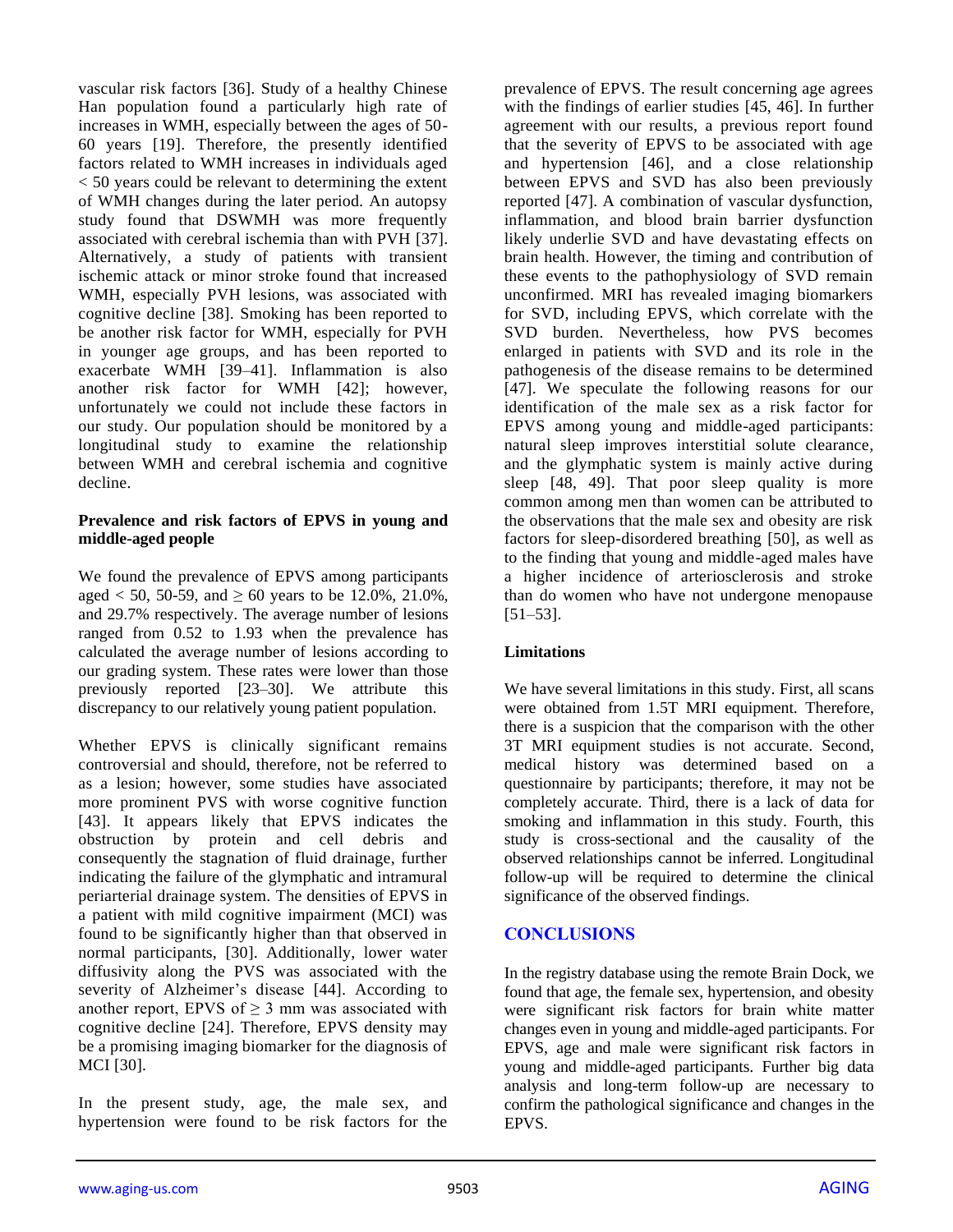vascular risk factors [36]. Study of a healthy Chinese Han population found a particularly high rate of increases in WMH, especially between the ages of 50-60 years [19]. Therefore, the presently identified factors related to WMH increases in individuals aged < 50 years could be relevant to determining the extent of WMH changes during the later period. An autopsy study found that DSWMH was more frequently associated with cerebral ischemia than with PVH [37]. Alternatively, a study of patients with transient ischemic attack or minor stroke found that increased WMH, especially PVH lesions, was associated with cognitive decline [38]. Smoking has been reported to be another risk factor for WMH, especially for PVH in younger age groups, and has been reported to exacerbate WMH [39–41]. Inflammation is also another risk factor for WMH [42]; however, unfortunately we could not include these factors in our study. Our population should be monitored by a longitudinal study to examine the relationship between WMH and cerebral ischemia and cognitive decline.

### Prevalence and risk factors of EPVS in young and middle-aged people

We found the prevalence of EPVS among participants aged < 50, 50-59, and ≥ 60 years to be 12.0%, 21.0%, and 29.7% respectively. The average number of lesions ranged from 0.52 to 1.93 when the prevalence has calculated the average number of lesions according to our grading system. These rates were lower than those previously reported [23–30]. We attribute this discrepancy to our relatively young patient population.

Whether EPVS is clinically significant remains controversial and should, therefore, not be referred to as a lesion; however, some studies have associated more prominent PVS with worse cognitive function [43]. It appears likely that EPVS indicates the obstruction by protein and cell debris and consequently the stagnation of fluid drainage, further indicating the failure of the glymphatic and intramural periarterial drainage system. The densities of EPVS in a patient with mild cognitive impairment (MCI) was found to be significantly higher than that observed in normal participants, [30]. Additionally, lower water diffusivity along the PVS was associated with the severity of Alzheimer's disease [44]. According to another report, EPVS of ≥ 3 mm was associated with cognitive decline [24]. Therefore, EPVS density may be a promising imaging biomarker for the diagnosis of MCI [30].

In the present study, age, the male sex, and hypertension were found to be risk factors for the prevalence of EPVS. The result concerning age agrees with the findings of earlier studies [45, 46]. In further agreement with our results, a previous report found that the severity of EPVS to be associated with age and hypertension [46], and a close relationship between EPVS and SVD has also been previously reported [47]. A combination of vascular dysfunction, inflammation, and blood brain barrier dysfunction likely underlie SVD and have devastating effects on brain health. However, the timing and contribution of these events to the pathophysiology of SVD remain unconfirmed. MRI has revealed imaging biomarkers for SVD, including EPVS, which correlate with the SVD burden. Nevertheless, how PVS becomes enlarged in patients with SVD and its role in the pathogenesis of the disease remains to be determined [47]. We speculate the following reasons for our identification of the male sex as a risk factor for EPVS among young and middle-aged participants: natural sleep improves interstitial solute clearance, and the glymphatic system is mainly active during sleep [48, 49]. That poor sleep quality is more common among men than women can be attributed to the observations that the male sex and obesity are risk factors for sleep-disordered breathing [50], as well as to the finding that young and middle-aged males have a higher incidence of arteriosclerosis and stroke than do women who have not undergone menopause [51–53].

### Limitations

We have several limitations in this study. First, all scans were obtained from 1.5T MRI equipment. Therefore, there is a suspicion that the comparison with the other 3T MRI equipment studies is not accurate. Second, medical history was determined based on a questionnaire by participants; therefore, it may not be completely accurate. Third, there is a lack of data for smoking and inflammation in this study. Fourth, this study is cross-sectional and the causality of the observed relationships cannot be inferred. Longitudinal follow-up will be required to determine the clinical significance of the observed findings.

## CONCLUSIONS

In the registry database using the remote Brain Dock, we found that age, the female sex, hypertension, and obesity were significant risk factors for brain white matter changes even in young and middle-aged participants. For EPVS, age and male were significant risk factors in young and middle-aged participants. Further big data analysis and long-term follow-up are necessary to confirm the pathological significance and changes in the EPVS.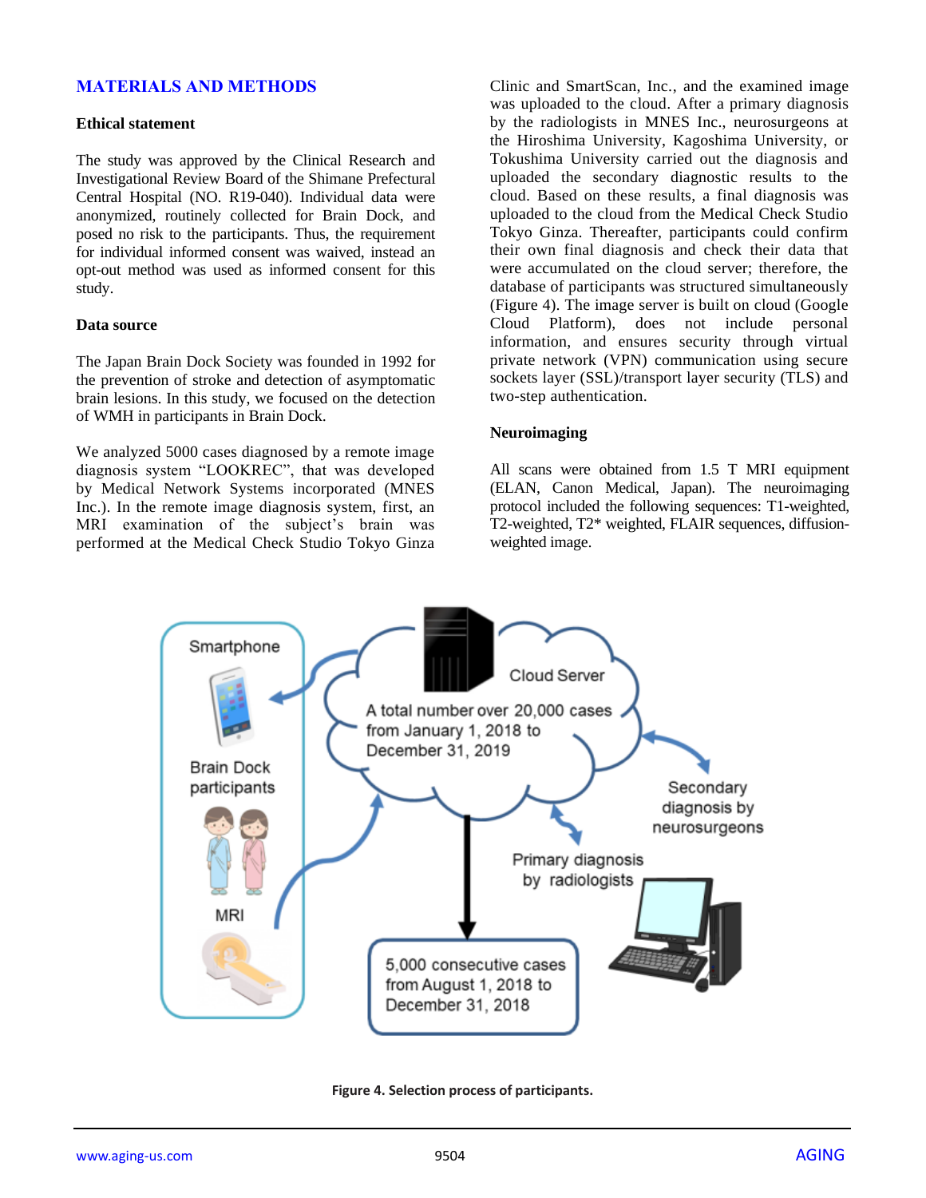## MATERIALS AND METHODS

### Ethical statement

The study was approved by the Clinical Research and Investigational Review Board of the Shimane Prefectural Central Hospital (NO. R19-040). Individual data were anonymized, routinely collected for Brain Dock, and posed no risk to the participants. Thus, the requirement for individual informed consent was waived, instead an opt-out method was used as informed consent for this study.

### Data source

The Japan Brain Dock Society was founded in 1992 for the prevention of stroke and detection of asymptomatic brain lesions. In this study, we focused on the detection of WMH in participants in Brain Dock.

We analyzed 5000 cases diagnosed by a remote image diagnosis system "LOOKREC", that was developed by Medical Network Systems incorporated (MNES Inc.). In the remote image diagnosis system, first, an MRI examination of the subject's brain was performed at the Medical Check Studio Tokyo Ginza Clinic and SmartScan, Inc., and the examined image was uploaded to the cloud. After a primary diagnosis by the radiologists in MNES Inc., neurosurgeons at the Hiroshima University, Kagoshima University, or Tokushima University carried out the diagnosis and uploaded the secondary diagnostic results to the cloud. Based on these results, a final diagnosis was uploaded to the cloud from the Medical Check Studio Tokyo Ginza. Thereafter, participants could confirm their own final diagnosis and check their data that were accumulated on the cloud server; therefore, the database of participants was structured simultaneously (Figure 4). The image server is built on cloud (Google Cloud Platform), does not include personal information, and ensures security through virtual private network (VPN) communication using secure sockets layer (SSL)/transport layer security (TLS) and two-step authentication.

### Neuroimaging

All scans were obtained from 1.5 T MRI equipment (ELAN, Canon Medical, Japan). The neuroimaging protocol included the following sequences: T1-weighted, T2-weighted, T2* weighted, FLAIR sequences, diffusion-weighted image.

**Figure 4. Selection process of participants.**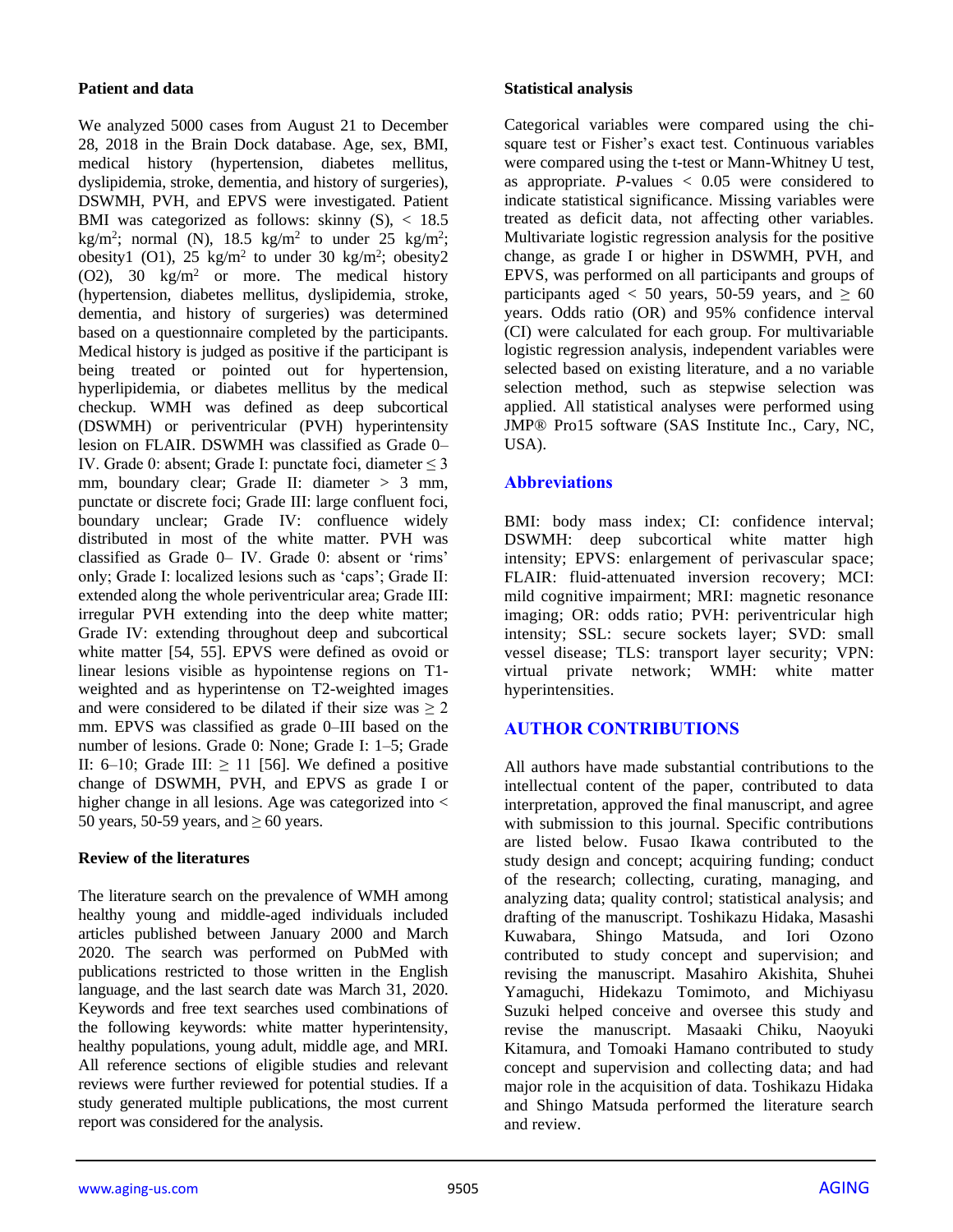### Patient and data

We analyzed 5000 cases from August 21 to December 28, 2018 in the Brain Dock database. Age, sex, BMI, medical history (hypertension, diabetes mellitus, dyslipidemia, stroke, dementia, and history of surgeries), DSWMH, PVH, and EPVS were investigated. Patient BMI was categorized as follows: skinny (S), < 18.5 kg/m$^2$; normal (N), 18.5 kg/m$^2$ to under 25 kg/m$^2$; obesity1 (O1), 25 kg/m$^2$ to under 30 kg/m$^2$; obesity2 (O2), 30 kg/m$^2$ or more. The medical history (hypertension, diabetes mellitus, dyslipidemia, stroke, dementia, and history of surgeries) was determined based on a questionnaire completed by the participants. Medical history is judged as positive if the participant is being treated or pointed out for hypertension, hyperlipidemia, or diabetes mellitus by the medical checkup. WMH was defined as deep subcortical (DSWMH) or periventricular (PVH) hyperintensity lesion on FLAIR. DSWMH was classified as Grade 0–IV. Grade 0: absent; Grade I: punctate foci, diameter ≤ 3 mm, boundary clear; Grade II: diameter > 3 mm, punctate or discrete foci; Grade III: large confluent foci, boundary unclear; Grade IV: confluence widely distributed in most of the white matter. PVH was classified as Grade 0– IV. Grade 0: absent or 'rims' only; Grade I: localized lesions such as 'caps'; Grade II: extended along the whole periventricular area; Grade III: irregular PVH extending into the deep white matter; Grade IV: extending throughout deep and subcortical white matter [54, 55]. EPVS were defined as ovoid or linear lesions visible as hypointense regions on T1-weighted and as hyperintense on T2-weighted images and were considered to be dilated if their size was ≥ 2 mm. EPVS was classified as grade 0–III based on the number of lesions. Grade 0: None; Grade I: 1–5; Grade II: 6–10; Grade III: ≥ 11 [56]. We defined a positive change of DSWMH, PVH, and EPVS as grade I or higher change in all lesions. Age was categorized into < 50 years, 50-59 years, and ≥ 60 years.

### Review of the literatures

The literature search on the prevalence of WMH among healthy young and middle-aged individuals included articles published between January 2000 and March 2020. The search was performed on PubMed with publications restricted to those written in the English language, and the last search date was March 31, 2020. Keywords and free text searches used combinations of the following keywords: white matter hyperintensity, healthy populations, young adult, middle age, and MRI. All reference sections of eligible studies and relevant reviews were further reviewed for potential studies. If a study generated multiple publications, the most current report was considered for the analysis.

### Statistical analysis

Categorical variables were compared using the chi-square test or Fisher's exact test. Continuous variables were compared using the t-test or Mann-Whitney U test, as appropriate. *P*-values < 0.05 were considered to indicate statistical significance. Missing variables were treated as deficit data, not affecting other variables. Multivariate logistic regression analysis for the positive change, as grade I or higher in DSWMH, PVH, and EPVS, was performed on all participants and groups of participants aged < 50 years, 50-59 years, and ≥ 60 years. Odds ratio (OR) and 95% confidence interval (CI) were calculated for each group. For multivariable logistic regression analysis, independent variables were selected based on existing literature, and a no variable selection method, such as stepwise selection was applied. All statistical analyses were performed using JMP® Pro15 software (SAS Institute Inc., Cary, NC, USA).

## Abbreviations

BMI: body mass index; CI: confidence interval; DSWMH: deep subcortical white matter high intensity; EPVS: enlargement of perivascular space; FLAIR: fluid-attenuated inversion recovery; MCI: mild cognitive impairment; MRI: magnetic resonance imaging; OR: odds ratio; PVH: periventricular high intensity; SSL: secure sockets layer; SVD: small vessel disease; TLS: transport layer security; VPN: virtual private network; WMH: white matter hyperintensities.

## AUTHOR CONTRIBUTIONS

All authors have made substantial contributions to the intellectual content of the paper, contributed to data interpretation, approved the final manuscript, and agree with submission to this journal. Specific contributions are listed below. Fusao Ikawa contributed to the study design and concept; acquiring funding; conduct of the research; collecting, curating, managing, and analyzing data; quality control; statistical analysis; and drafting of the manuscript. Toshikazu Hidaka, Masashi Kuwabara, Shingo Matsuda, and Iori Ozono contributed to study concept and supervision; and revising the manuscript. Masahiro Akishita, Shuhei Yamaguchi, Hidekazu Tomimoto, and Michiyasu Suzuki helped conceive and oversee this study and revise the manuscript. Masaaki Chiku, Naoyuki Kitamura, and Tomoaki Hamano contributed to study concept and supervision and collecting data; and had major role in the acquisition of data. Toshikazu Hidaka and Shingo Matsuda performed the literature search and review.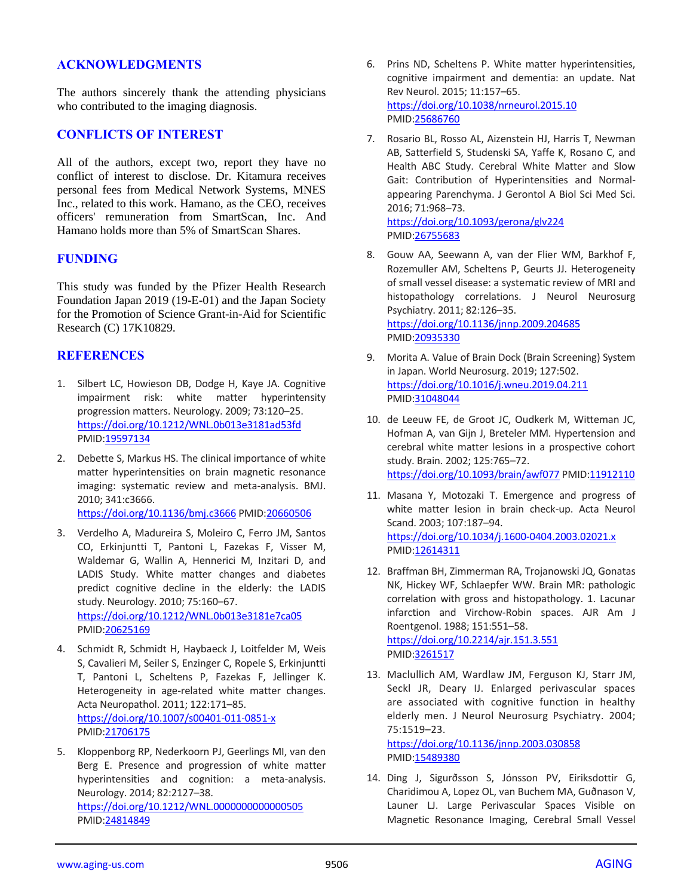## ACKNOWLEDGMENTS

The authors sincerely thank the attending physicians who contributed to the imaging diagnosis.

## CONFLICTS OF INTEREST

All of the authors, except two, report they have no conflict of interest to disclose. Dr. Kitamura receives personal fees from Medical Network Systems, MNES Inc., related to this work. Hamano, as the CEO, receives officers' remuneration from SmartScan, Inc. And Hamano holds more than 5% of SmartScan Shares.

## FUNDING

This study was funded by the Pfizer Health Research Foundation Japan 2019 (19-E-01) and the Japan Society for the Promotion of Science Grant-in-Aid for Scientific Research (C) 17K10829.

## REFERENCES

1. Silbert LC, Howieson DB, Dodge H, Kaye JA. Cognitive impairment risk: white matter hyperintensity progression matters. Neurology. 2009; 73:120–25. https://doi.org/10.1212/WNL.0b013e3181ad53fd PMID:19597134

2. Debette S, Markus HS. The clinical importance of white matter hyperintensities on brain magnetic resonance imaging: systematic review and meta-analysis. BMJ. 2010; 341:c3666. https://doi.org/10.1136/bmj.c3666 PMID:20660506

3. Verdelho A, Madureira S, Moleiro C, Ferro JM, Santos CO, Erkinjuntti T, Pantoni L, Fazekas F, Visser M, Waldemar G, Wallin A, Hennerici M, Inzitari D, and LADIS Study. White matter changes and diabetes predict cognitive decline in the elderly: the LADIS study. Neurology. 2010; 75:160–67. https://doi.org/10.1212/WNL.0b013e3181e7ca05 PMID:20625169

4. Schmidt R, Schmidt H, Haybaeck J, Loitfelder M, Weis S, Cavalieri M, Seiler S, Enzinger C, Ropele S, Erkinjuntti T, Pantoni L, Scheltens P, Fazekas F, Jellinger K. Heterogeneity in age-related white matter changes. Acta Neuropathol. 2011; 122:171–85. https://doi.org/10.1007/s00401-011-0851-x PMID:21706175

5. Kloppenborg RP, Nederkoorn PJ, Geerlings MI, van den Berg E. Presence and progression of white matter hyperintensities and cognition: a meta-analysis. Neurology. 2014; 82:2127–38. https://doi.org/10.1212/WNL.0000000000000505 PMID:24814849

6. Prins ND, Scheltens P. White matter hyperintensities, cognitive impairment and dementia: an update. Nat Rev Neurol. 2015; 11:157–65. https://doi.org/10.1038/nrneurol.2015.10 PMID:25686760

7. Rosario BL, Rosso AL, Aizenstein HJ, Harris T, Newman AB, Satterfield S, Studenski SA, Yaffe K, Rosano C, and Health ABC Study. Cerebral White Matter and Slow Gait: Contribution of Hyperintensities and Normal-appearing Parenchyma. J Gerontol A Biol Sci Med Sci. 2016; 71:968–73. https://doi.org/10.1093/gerona/glv224 PMID:26755683

8. Gouw AA, Seewann A, van der Flier WM, Barkhof F, Rozemuller AM, Scheltens P, Geurts JJ. Heterogeneity of small vessel disease: a systematic review of MRI and histopathology correlations. J Neurol Neurosurg Psychiatry. 2011; 82:126–35. https://doi.org/10.1136/jnnp.2009.204685 PMID:20935330

9. Morita A. Value of Brain Dock (Brain Screening) System in Japan. World Neurosurg. 2019; 127:502. https://doi.org/10.1016/j.wneu.2019.04.211 PMID:31048044

10. de Leeuw FE, de Groot JC, Oudkerk M, Witteman JC, Hofman A, van Gijn J, Breteler MM. Hypertension and cerebral white matter lesions in a prospective cohort study. Brain. 2002; 125:765–72. https://doi.org/10.1093/brain/awf077 PMID:11912110

11. Masana Y, Motozaki T. Emergence and progress of white matter lesion in brain check-up. Acta Neurol Scand. 2003; 107:187–94. https://doi.org/10.1034/j.1600-0404.2003.02021.x PMID:12614311

12. Braffman BH, Zimmerman RA, Trojanowski JQ, Gonatas NK, Hickey WF, Schlaepfer WW. Brain MR: pathologic correlation with gross and histopathology. 1. Lacunar infarction and Virchow-Robin spaces. AJR Am J Roentgenol. 1988; 151:551–58. https://doi.org/10.2214/ajr.151.3.551 PMID:3261517

13. Maclullich AM, Wardlaw JM, Ferguson KJ, Starr JM, Seckl JR, Deary IJ. Enlarged perivascular spaces are associated with cognitive function in healthy elderly men. J Neurol Neurosurg Psychiatry. 2004; 75:1519–23. https://doi.org/10.1136/jnnp.2003.030858 PMID:15489380

14. Ding J, Sigurðsson S, Jónsson PV, Eiriksdottir G, Charidimou A, Lopez OL, van Buchem MA, Guðnason V, Launer LJ. Large Perivascular Spaces Visible on Magnetic Resonance Imaging, Cerebral Small Vessel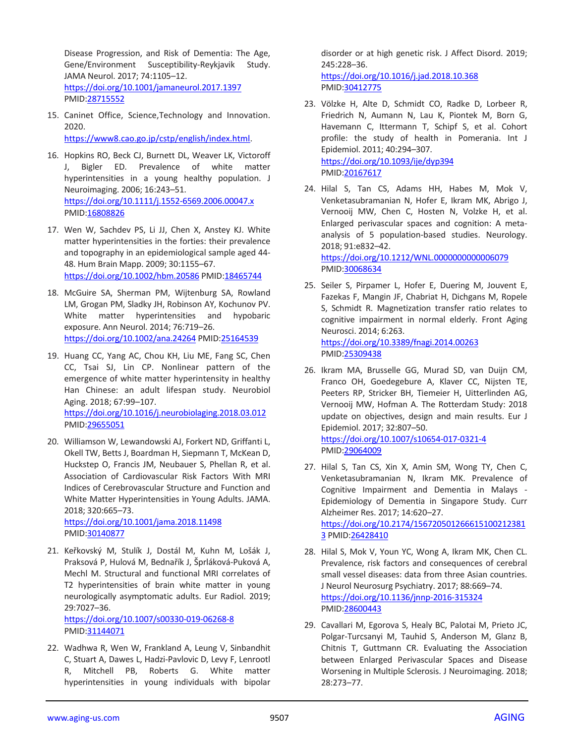Disease Progression, and Risk of Dementia: The Age, Gene/Environment Susceptibility-Reykjavik Study. JAMA Neurol. 2017; 74:1105–12. https://doi.org/10.1001/jamaneurol.2017.1397 PMID:28715552

15. Caninet Office, Science,Technology and Innovation. 2020. https://www8.cao.go.jp/cstp/english/index.html.

16. Hopkins RO, Beck CJ, Burnett DL, Weaver LK, Victoroff J, Bigler ED. Prevalence of white matter hyperintensities in a young healthy population. J Neuroimaging. 2006; 16:243–51. https://doi.org/10.1111/j.1552-6569.2006.00047.x PMID:16808826

17. Wen W, Sachdev PS, Li JJ, Chen X, Anstey KJ. White matter hyperintensities in the forties: their prevalence and topography in an epidemiological sample aged 44-48. Hum Brain Mapp. 2009; 30:1155–67. https://doi.org/10.1002/hbm.20586 PMID:18465744

18. McGuire SA, Sherman PM, Wijtenburg SA, Rowland LM, Grogan PM, Sladky JH, Robinson AY, Kochunov PV. White matter hyperintensities and hypobaric exposure. Ann Neurol. 2014; 76:719–26. https://doi.org/10.1002/ana.24264 PMID:25164539

19. Huang CC, Yang AC, Chou KH, Liu ME, Fang SC, Chen CC, Tsai SJ, Lin CP. Nonlinear pattern of the emergence of white matter hyperintensity in healthy Han Chinese: an adult lifespan study. Neurobiol Aging. 2018; 67:99–107. https://doi.org/10.1016/j.neurobiolaging.2018.03.012 PMID:29655051

20. Williamson W, Lewandowski AJ, Forkert ND, Griffanti L, Okell TW, Betts J, Boardman H, Siepmann T, McKean D, Huckstep O, Francis JM, Neubauer S, Phellan R, et al. Association of Cardiovascular Risk Factors With MRI Indices of Cerebrovascular Structure and Function and White Matter Hyperintensities in Young Adults. JAMA. 2018; 320:665–73. https://doi.org/10.1001/jama.2018.11498 PMID:30140877

21. Keřkovský M, Stulík J, Dostál M, Kuhn M, Lošák J, Praksová P, Hulová M, Bednařík J, Šprláková-Puková A, Mechl M. Structural and functional MRI correlates of T2 hyperintensities of brain white matter in young neurologically asymptomatic adults. Eur Radiol. 2019; 29:7027–36. https://doi.org/10.1007/s00330-019-06268-8 PMID:31144071

22. Wadhwa R, Wen W, Frankland A, Leung V, Sinbandhit C, Stuart A, Dawes L, Hadzi-Pavlovic D, Levy F, Lenrootl R, Mitchell PB, Roberts G. White matter hyperintensities in young individuals with bipolar disorder or at high genetic risk. J Affect Disord. 2019; 245:228–36. https://doi.org/10.1016/j.jad.2018.10.368 PMID:30412775

23. Völzke H, Alte D, Schmidt CO, Radke D, Lorbeer R, Friedrich N, Aumann N, Lau K, Piontek M, Born G, Havemann C, Ittermann T, Schipf S, et al. Cohort profile: the study of health in Pomerania. Int J Epidemiol. 2011; 40:294–307. https://doi.org/10.1093/ije/dyp394 PMID:20167617

24. Hilal S, Tan CS, Adams HH, Habes M, Mok V, Venketasubramanian N, Hofer E, Ikram MK, Abrigo J, Vernooij MW, Chen C, Hosten N, Volzke H, et al. Enlarged perivascular spaces and cognition: A meta-analysis of 5 population-based studies. Neurology. 2018; 91:e832–42. https://doi.org/10.1212/WNL.0000000000006079 PMID:30068634

25. Seiler S, Pirpamer L, Hofer E, Duering M, Jouvent E, Fazekas F, Mangin JF, Chabriat H, Dichgans M, Ropele S, Schmidt R. Magnetization transfer ratio relates to cognitive impairment in normal elderly. Front Aging Neurosci. 2014; 6:263. https://doi.org/10.3389/fnagi.2014.00263 PMID:25309438

26. Ikram MA, Brusselle GG, Murad SD, van Duijn CM, Franco OH, Goedegebure A, Klaver CC, Nijsten TE, Peeters RP, Stricker BH, Tiemeier H, Uitterlinden AG, Vernooij MW, Hofman A. The Rotterdam Study: 2018 update on objectives, design and main results. Eur J Epidemiol. 2017; 32:807–50. https://doi.org/10.1007/s10654-017-0321-4 PMID:29064009

27. Hilal S, Tan CS, Xin X, Amin SM, Wong TY, Chen C, Venketasubramanian N, Ikram MK. Prevalence of Cognitive Impairment and Dementia in Malays - Epidemiology of Dementia in Singapore Study. Curr Alzheimer Res. 2017; 14:620–27. https://doi.org/10.2174/1567205012666151002123813 PMID:26428410

28. Hilal S, Mok V, Youn YC, Wong A, Ikram MK, Chen CL. Prevalence, risk factors and consequences of cerebral small vessel diseases: data from three Asian countries. J Neurol Neurosurg Psychiatry. 2017; 88:669–74. https://doi.org/10.1136/jnnp-2016-315324 PMID:28600443

29. Cavallari M, Egorova S, Healy BC, Palotai M, Prieto JC, Polgar-Turcsanyi M, Tauhid S, Anderson M, Glanz B, Chitnis T, Guttmann CR. Evaluating the Association between Enlarged Perivascular Spaces and Disease Worsening in Multiple Sclerosis. J Neuroimaging. 2018; 28:273–77.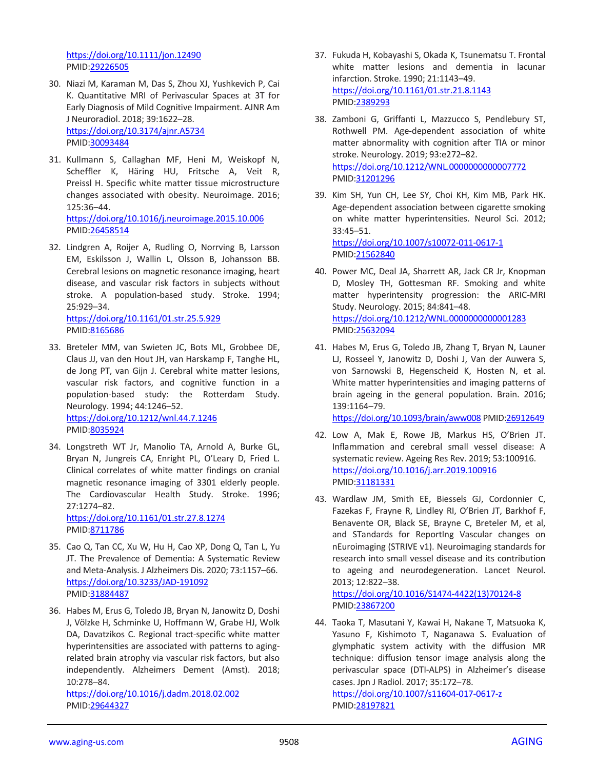https://doi.org/10.1111/jon.12490
PMID:29226505

30. Niazi M, Karaman M, Das S, Zhou XJ, Yushkevich P, Cai K. Quantitative MRI of Perivascular Spaces at 3T for Early Diagnosis of Mild Cognitive Impairment. AJNR Am J Neuroradiol. 2018; 39:1622–28.
https://doi.org/10.3174/ajnr.A5734
PMID:30093484

31. Kullmann S, Callaghan MF, Heni M, Weiskopf N, Scheffler K, Häring HU, Fritsche A, Veit R, Preissl H. Specific white matter tissue microstructure changes associated with obesity. Neuroimage. 2016; 125:36–44.
https://doi.org/10.1016/j.neuroimage.2015.10.006
PMID:26458514

32. Lindgren A, Roijer A, Rudling O, Norrving B, Larsson EM, Eskilsson J, Wallin L, Olsson B, Johansson BB. Cerebral lesions on magnetic resonance imaging, heart disease, and vascular risk factors in subjects without stroke. A population-based study. Stroke. 1994; 25:929–34.
https://doi.org/10.1161/01.str.25.5.929
PMID:8165686

33. Breteler MM, van Swieten JC, Bots ML, Grobbee DE, Claus JJ, van den Hout JH, van Harskamp F, Tanghe HL, de Jong PT, van Gijn J. Cerebral white matter lesions, vascular risk factors, and cognitive function in a population-based study: the Rotterdam Study. Neurology. 1994; 44:1246–52.
https://doi.org/10.1212/wnl.44.7.1246
PMID:8035924

34. Longstreth WT Jr, Manolio TA, Arnold A, Burke GL, Bryan N, Jungreis CA, Enright PL, O'Leary D, Fried L. Clinical correlates of white matter findings on cranial magnetic resonance imaging of 3301 elderly people. The Cardiovascular Health Study. Stroke. 1996; 27:1274–82.
https://doi.org/10.1161/01.str.27.8.1274
PMID:8711786

35. Cao Q, Tan CC, Xu W, Hu H, Cao XP, Dong Q, Tan L, Yu JT. The Prevalence of Dementia: A Systematic Review and Meta-Analysis. J Alzheimers Dis. 2020; 73:1157–66.
https://doi.org/10.3233/JAD-191092
PMID:31884487

36. Habes M, Erus G, Toledo JB, Bryan N, Janowitz D, Doshi J, Völzke H, Schminke U, Hoffmann W, Grabe HJ, Wolk DA, Davatzikos C. Regional tract-specific white matter hyperintensities are associated with patterns to aging-related brain atrophy via vascular risk factors, but also independently. Alzheimers Dement (Amst). 2018; 10:278–84.
https://doi.org/10.1016/j.dadm.2018.02.002
PMID:29644327

37. Fukuda H, Kobayashi S, Okada K, Tsunematsu T. Frontal white matter lesions and dementia in lacunar infarction. Stroke. 1990; 21:1143–49.
https://doi.org/10.1161/01.str.21.8.1143
PMID:2389293

38. Zamboni G, Griffanti L, Mazzucco S, Pendlebury ST, Rothwell PM. Age-dependent association of white matter abnormality with cognition after TIA or minor stroke. Neurology. 2019; 93:e272–82.
https://doi.org/10.1212/WNL.0000000000007772
PMID:31201296

39. Kim SH, Yun CH, Lee SY, Choi KH, Kim MB, Park HK. Age-dependent association between cigarette smoking on white matter hyperintensities. Neurol Sci. 2012; 33:45–51.
https://doi.org/10.1007/s10072-011-0617-1
PMID:21562840

40. Power MC, Deal JA, Sharrett AR, Jack CR Jr, Knopman D, Mosley TH, Gottesman RF. Smoking and white matter hyperintensity progression: the ARIC-MRI Study. Neurology. 2015; 84:841–48.
https://doi.org/10.1212/WNL.0000000000001283
PMID:25632094

41. Habes M, Erus G, Toledo JB, Zhang T, Bryan N, Launer LJ, Rosseel Y, Janowitz D, Doshi J, Van der Auwera S, von Sarnowski B, Hegenscheid K, Hosten N, et al. White matter hyperintensities and imaging patterns of brain ageing in the general population. Brain. 2016; 139:1164–79.
https://doi.org/10.1093/brain/aww008 PMID:26912649

42. Low A, Mak E, Rowe JB, Markus HS, O'Brien JT. Inflammation and cerebral small vessel disease: A systematic review. Ageing Res Rev. 2019; 53:100916.
https://doi.org/10.1016/j.arr.2019.100916
PMID:31181331

43. Wardlaw JM, Smith EE, Biessels GJ, Cordonnier C, Fazekas F, Frayne R, Lindley RI, O'Brien JT, Barkhof F, Benavente OR, Black SE, Brayne C, Breteler M, et al, and STandards for ReportIng Vascular changes on nEuroimaging (STRIVE v1). Neuroimaging standards for research into small vessel disease and its contribution to ageing and neurodegeneration. Lancet Neurol. 2013; 12:822–38.
https://doi.org/10.1016/S1474-4422(13)70124-8
PMID:23867200

44. Taoka T, Masutani Y, Kawai H, Nakane T, Matsuoka K, Yasuno F, Kishimoto T, Naganawa S. Evaluation of glymphatic system activity with the diffusion MR technique: diffusion tensor image analysis along the perivascular space (DTI-ALPS) in Alzheimer's disease cases. Jpn J Radiol. 2017; 35:172–78.
https://doi.org/10.1007/s11604-017-0617-z
PMID:28197821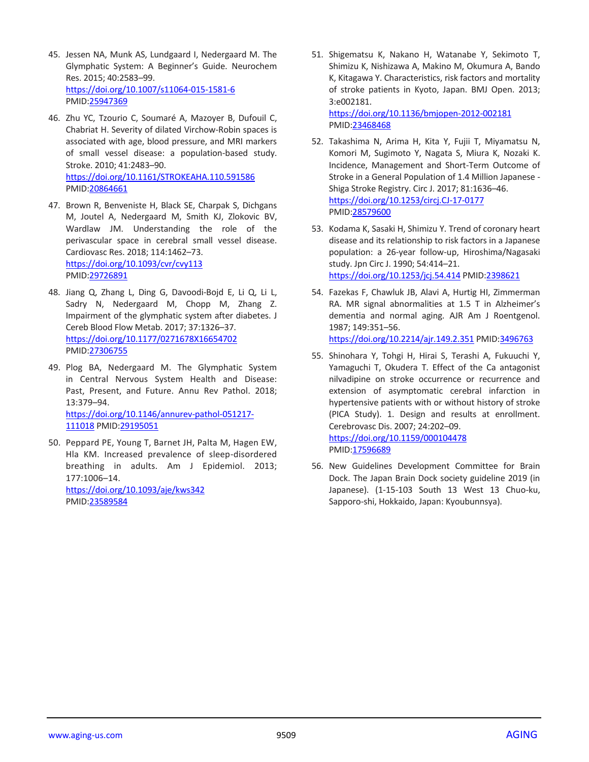45. Jessen NA, Munk AS, Lundgaard I, Nedergaard M. The Glymphatic System: A Beginner's Guide. Neurochem Res. 2015; 40:2583–99.
https://doi.org/10.1007/s11064-015-1581-6
PMID:25947369

46. Zhu YC, Tzourio C, Soumaré A, Mazoyer B, Dufouil C, Chabriat H. Severity of dilated Virchow-Robin spaces is associated with age, blood pressure, and MRI markers of small vessel disease: a population-based study. Stroke. 2010; 41:2483–90.
https://doi.org/10.1161/STROKEAHA.110.591586
PMID:20864661

47. Brown R, Benveniste H, Black SE, Charpak S, Dichgans M, Joutel A, Nedergaard M, Smith KJ, Zlokovic BV, Wardlaw JM. Understanding the role of the perivascular space in cerebral small vessel disease. Cardiovasc Res. 2018; 114:1462–73.
https://doi.org/10.1093/cvr/cvy113
PMID:29726891

48. Jiang Q, Zhang L, Ding G, Davoodi-Bojd E, Li Q, Li L, Sadry N, Nedergaard M, Chopp M, Zhang Z. Impairment of the glymphatic system after diabetes. J Cereb Blood Flow Metab. 2017; 37:1326–37.
https://doi.org/10.1177/0271678X16654702
PMID:27306755

49. Plog BA, Nedergaard M. The Glymphatic System in Central Nervous System Health and Disease: Past, Present, and Future. Annu Rev Pathol. 2018; 13:379–94.
https://doi.org/10.1146/annurev-pathol-051217-111018 PMID:29195051

50. Peppard PE, Young T, Barnet JH, Palta M, Hagen EW, Hla KM. Increased prevalence of sleep-disordered breathing in adults. Am J Epidemiol. 2013; 177:1006–14.
https://doi.org/10.1093/aje/kws342
PMID:23589584

51. Shigematsu K, Nakano H, Watanabe Y, Sekimoto T, Shimizu K, Nishizawa A, Makino M, Okumura A, Bando K, Kitagawa Y. Characteristics, risk factors and mortality of stroke patients in Kyoto, Japan. BMJ Open. 2013; 3:e002181.
https://doi.org/10.1136/bmjopen-2012-002181
PMID:23468468

52. Takashima N, Arima H, Kita Y, Fujii T, Miyamatsu N, Komori M, Sugimoto Y, Nagata S, Miura K, Nozaki K. Incidence, Management and Short-Term Outcome of Stroke in a General Population of 1.4 Million Japanese - Shiga Stroke Registry. Circ J. 2017; 81:1636–46.
https://doi.org/10.1253/circj.CJ-17-0177
PMID:28579600

53. Kodama K, Sasaki H, Shimizu Y. Trend of coronary heart disease and its relationship to risk factors in a Japanese population: a 26-year follow-up, Hiroshima/Nagasaki study. Jpn Circ J. 1990; 54:414–21.
https://doi.org/10.1253/jcj.54.414 PMID:2398621

54. Fazekas F, Chawluk JB, Alavi A, Hurtig HI, Zimmerman RA. MR signal abnormalities at 1.5 T in Alzheimer's dementia and normal aging. AJR Am J Roentgenol. 1987; 149:351–56.
https://doi.org/10.2214/ajr.149.2.351 PMID:3496763

55. Shinohara Y, Tohgi H, Hirai S, Terashi A, Fukuuchi Y, Yamaguchi T, Okudera T. Effect of the Ca antagonist nilvadipine on stroke occurrence or recurrence and extension of asymptomatic cerebral infarction in hypertensive patients with or without history of stroke (PICA Study). 1. Design and results at enrollment. Cerebrovasc Dis. 2007; 24:202–09.
https://doi.org/10.1159/000104478
PMID:17596689

56. New Guidelines Development Committee for Brain Dock. The Japan Brain Dock society guideline 2019 (in Japanese). (1-15-103 South 13 West 13 Chuo-ku, Sapporo-shi, Hokkaido, Japan: Kyoubunnsya).